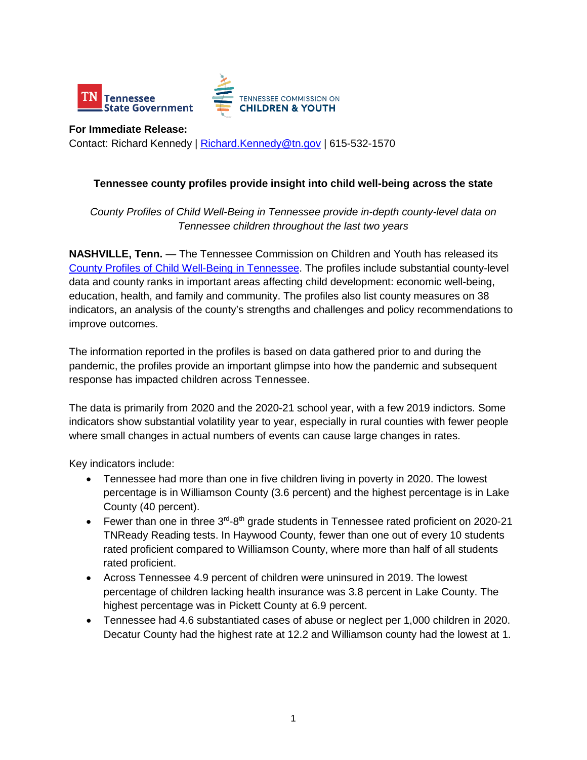Tennessee State Government

TENNESSEE COMMISSION ON CHILDREN & YOUTH

**For Immediate Release:**
Contact: Richard Kennedy | [Richard.Kennedy@tn.gov](mailto:Richard.Kennedy@tn.gov) | 615-532-1570

**Tennessee county profiles provide insight into child well-being across the state**

*County Profiles of Child Well-Being in Tennessee provide in-depth county-level data on Tennessee children throughout the last two years*

**NASHVILLE, Tenn.** — The Tennessee Commission on Children and Youth has released its County Profiles of Child Well-Being in Tennessee. The profiles include substantial county-level data and county ranks in important areas affecting child development: economic well-being, education, health, and family and community. The profiles also list county measures on 38 indicators, an analysis of the county's strengths and challenges and policy recommendations to improve outcomes.

The information reported in the profiles is based on data gathered prior to and during the pandemic, the profiles provide an important glimpse into how the pandemic and subsequent response has impacted children across Tennessee.

The data is primarily from 2020 and the 2020-21 school year, with a few 2019 indictors. Some indicators show substantial volatility year to year, especially in rural counties with fewer people where small changes in actual numbers of events can cause large changes in rates.

Key indicators include:

- Tennessee had more than one in five children living in poverty in 2020. The lowest percentage is in Williamson County (3.6 percent) and the highest percentage is in Lake County (40 percent).
- Fewer than one in three 3rd-8th grade students in Tennessee rated proficient on 2020-21 TNReady Reading tests. In Haywood County, fewer than one out of every 10 students rated proficient compared to Williamson County, where more than half of all students rated proficient.
- Across Tennessee 4.9 percent of children were uninsured in 2019. The lowest percentage of children lacking health insurance was 3.8 percent in Lake County. The highest percentage was in Pickett County at 6.9 percent.
- Tennessee had 4.6 substantiated cases of abuse or neglect per 1,000 children in 2020. Decatur County had the highest rate at 12.2 and Williamson county had the lowest at 1.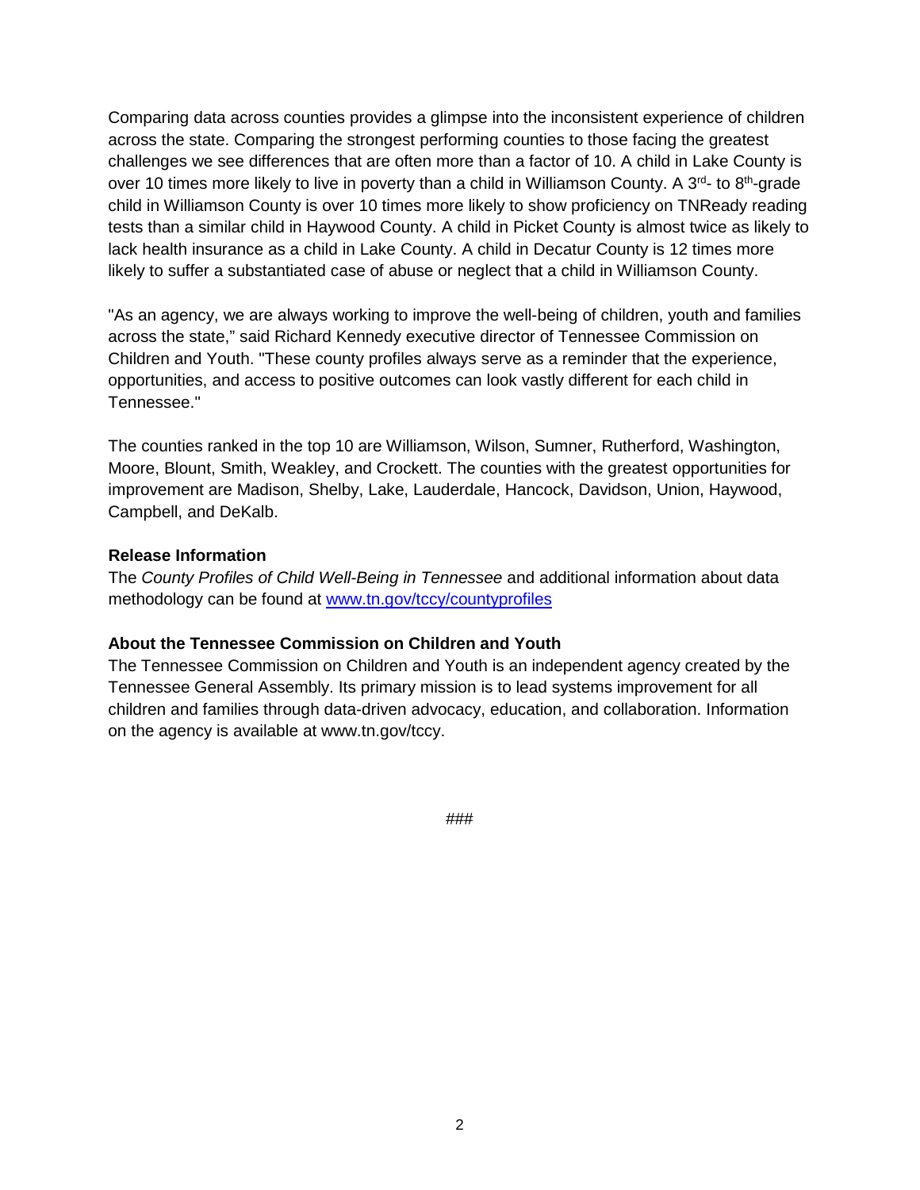Comparing data across counties provides a glimpse into the inconsistent experience of children across the state. Comparing the strongest performing counties to those facing the greatest challenges we see differences that are often more than a factor of 10. A child in Lake County is over 10 times more likely to live in poverty than a child in Williamson County. A 3rd- to 8th-grade child in Williamson County is over 10 times more likely to show proficiency on TNReady reading tests than a similar child in Haywood County. A child in Picket County is almost twice as likely to lack health insurance as a child in Lake County. A child in Decatur County is 12 times more likely to suffer a substantiated case of abuse or neglect that a child in Williamson County.

"As an agency, we are always working to improve the well-being of children, youth and families across the state," said Richard Kennedy executive director of Tennessee Commission on Children and Youth. "These county profiles always serve as a reminder that the experience, opportunities, and access to positive outcomes can look vastly different for each child in Tennessee."

The counties ranked in the top 10 are Williamson, Wilson, Sumner, Rutherford, Washington, Moore, Blount, Smith, Weakley, and Crockett. The counties with the greatest opportunities for improvement are Madison, Shelby, Lake, Lauderdale, Hancock, Davidson, Union, Haywood, Campbell, and DeKalb.

**Release Information**

The *County Profiles of Child Well-Being in Tennessee* and additional information about data methodology can be found at [www.tn.gov/tccy/countyprofiles](www.tn.gov/tccy/countyprofiles)

**About the Tennessee Commission on Children and Youth**

The Tennessee Commission on Children and Youth is an independent agency created by the Tennessee General Assembly. Its primary mission is to lead systems improvement for all children and families through data-driven advocacy, education, and collaboration. Information on the agency is available at www.tn.gov/tccy.

###